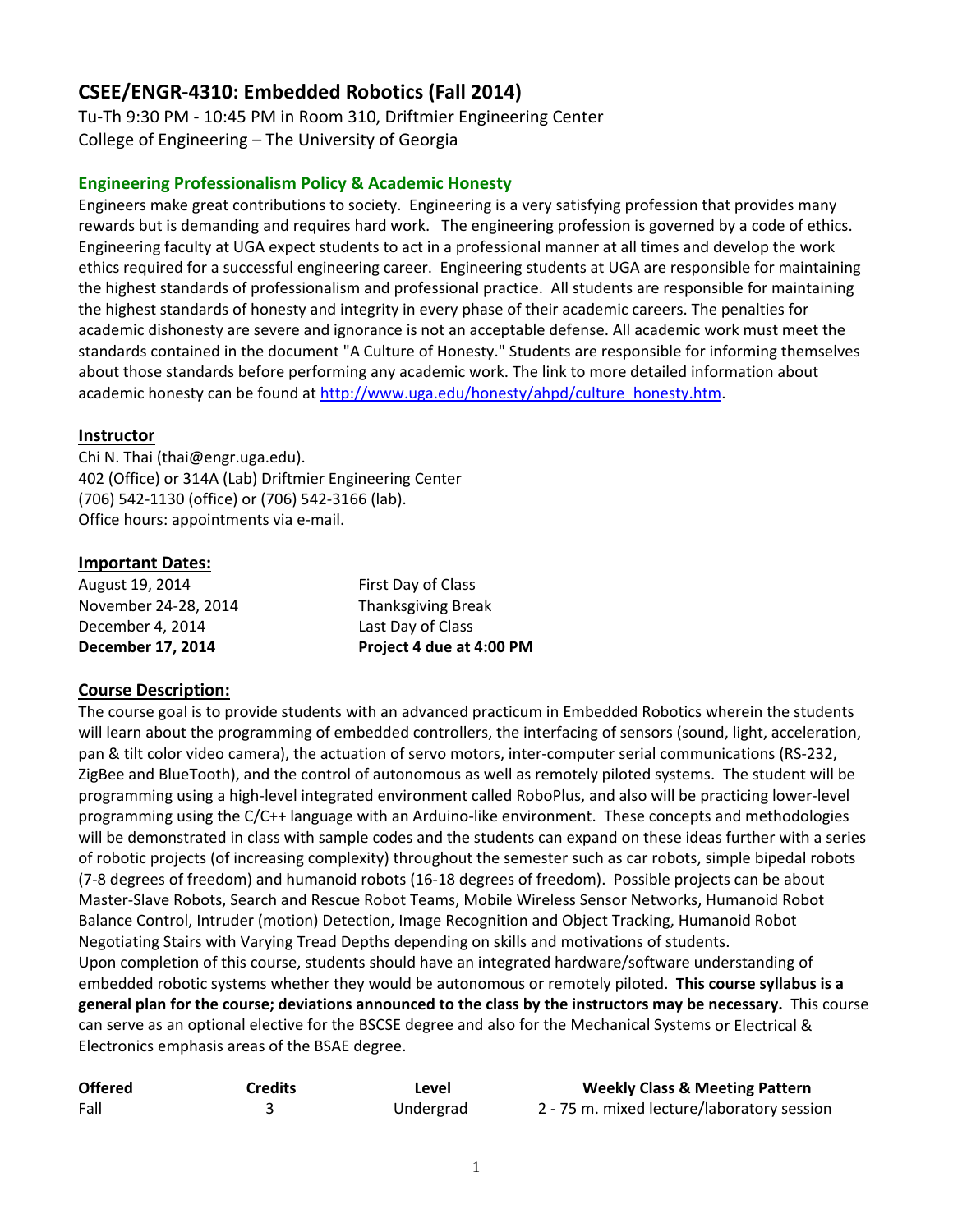# CSEE/ENGR-4310: Embedded Robotics (Fall 2014)

Tu-Th 9:30 PM - 10:45 PM in Room 310, Driftmier Engineering Center
College of Engineering – The University of Georgia

### Engineering Professionalism Policy & Academic Honesty

Engineers make great contributions to society. Engineering is a very satisfying profession that provides many rewards but is demanding and requires hard work. The engineering profession is governed by a code of ethics. Engineering faculty at UGA expect students to act in a professional manner at all times and develop the work ethics required for a successful engineering career. Engineering students at UGA are responsible for maintaining the highest standards of professionalism and professional practice. All students are responsible for maintaining the highest standards of honesty and integrity in every phase of their academic careers. The penalties for academic dishonesty are severe and ignorance is not an acceptable defense. All academic work must meet the standards contained in the document "A Culture of Honesty." Students are responsible for informing themselves about those standards before performing any academic work. The link to more detailed information about academic honesty can be found at http://www.uga.edu/honesty/ahpd/culture_honesty.htm.

### Instructor

Chi N. Thai (thai@engr.uga.edu).
402 (Office) or 314A (Lab) Driftmier Engineering Center
(706) 542-1130 (office) or (706) 542-3166 (lab).
Office hours: appointments via e-mail.

### Important Dates:

| | |
|---|---|
| August 19, 2014 | First Day of Class |
| November 24-28, 2014 | Thanksgiving Break |
| December 4, 2014 | Last Day of Class |
| **December 17, 2014** | **Project 4 due at 4:00 PM** |

### Course Description:

The course goal is to provide students with an advanced practicum in Embedded Robotics wherein the students will learn about the programming of embedded controllers, the interfacing of sensors (sound, light, acceleration, pan & tilt color video camera), the actuation of servo motors, inter-computer serial communications (RS-232, ZigBee and BlueTooth), and the control of autonomous as well as remotely piloted systems. The student will be programming using a high-level integrated environment called RoboPlus, and also will be practicing lower-level programming using the C/C++ language with an Arduino-like environment. These concepts and methodologies will be demonstrated in class with sample codes and the students can expand on these ideas further with a series of robotic projects (of increasing complexity) throughout the semester such as car robots, simple bipedal robots (7-8 degrees of freedom) and humanoid robots (16-18 degrees of freedom). Possible projects can be about Master-Slave Robots, Search and Rescue Robot Teams, Mobile Wireless Sensor Networks, Humanoid Robot Balance Control, Intruder (motion) Detection, Image Recognition and Object Tracking, Humanoid Robot Negotiating Stairs with Varying Tread Depths depending on skills and motivations of students.
Upon completion of this course, students should have an integrated hardware/software understanding of embedded robotic systems whether they would be autonomous or remotely piloted. **This course syllabus is a general plan for the course; deviations announced to the class by the instructors may be necessary.** This course can serve as an optional elective for the BSCSE degree and also for the Mechanical Systems or Electrical & Electronics emphasis areas of the BSAE degree.

| Offered | Credits | Level | Weekly Class & Meeting Pattern |
|---|---|---|---|
| Fall | 3 | Undergrad | 2 - 75 m. mixed lecture/laboratory session |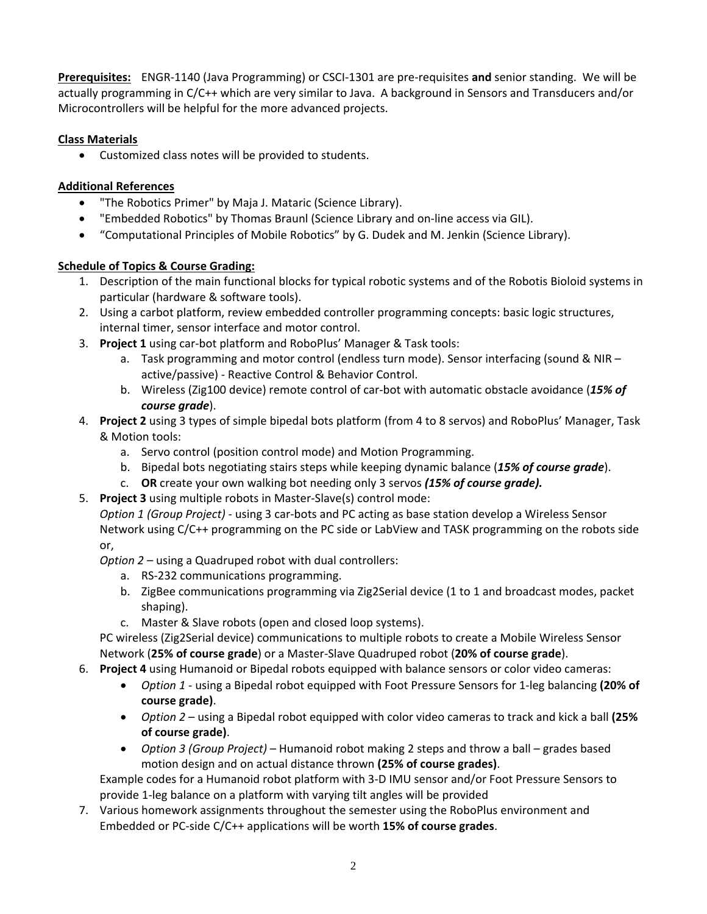**Prerequisites:** ENGR-1140 (Java Programming) or CSCI-1301 are pre-requisites **and** senior standing. We will be actually programming in C/C++ which are very similar to Java. A background in Sensors and Transducers and/or Microcontrollers will be helpful for the more advanced projects.

**Class Materials**

- Customized class notes will be provided to students.

**Additional References**

- "The Robotics Primer" by Maja J. Mataric (Science Library).
- "Embedded Robotics" by Thomas Braunl (Science Library and on-line access via GIL).
- "Computational Principles of Mobile Robotics" by G. Dudek and M. Jenkin (Science Library).

**Schedule of Topics & Course Grading:**

1. Description of the main functional blocks for typical robotic systems and of the Robotis Bioloid systems in particular (hardware & software tools).
2. Using a carbot platform, review embedded controller programming concepts: basic logic structures, internal timer, sensor interface and motor control.
3. **Project 1** using car-bot platform and RoboPlus' Manager & Task tools:
   a. Task programming and motor control (endless turn mode). Sensor interfacing (sound & NIR – active/passive) - Reactive Control & Behavior Control.
   b. Wireless (Zig100 device) remote control of car-bot with automatic obstacle avoidance (***15% of course grade***).
4. **Project 2** using 3 types of simple bipedal bots platform (from 4 to 8 servos) and RoboPlus' Manager, Task & Motion tools:
   a. Servo control (position control mode) and Motion Programming.
   b. Bipedal bots negotiating stairs steps while keeping dynamic balance (***15% of course grade***).
   c. **OR** create your own walking bot needing only 3 servos ***(15% of course grade).***
5. **Project 3** using multiple robots in Master-Slave(s) control mode:
   *Option 1 (Group Project)* - using 3 car-bots and PC acting as base station develop a Wireless Sensor Network using C/C++ programming on the PC side or LabView and TASK programming on the robots side or,
   *Option 2* – using a Quadruped robot with dual controllers:
   a. RS-232 communications programming.
   b. ZigBee communications programming via Zig2Serial device (1 to 1 and broadcast modes, packet shaping).
   c. Master & Slave robots (open and closed loop systems).

   PC wireless (Zig2Serial device) communications to multiple robots to create a Mobile Wireless Sensor Network (**25% of course grade**) or a Master-Slave Quadruped robot (**20% of course grade**).
6. **Project 4** using Humanoid or Bipedal robots equipped with balance sensors or color video cameras:
   - *Option 1* - using a Bipedal robot equipped with Foot Pressure Sensors for 1-leg balancing **(20% of course grade)**.
   - *Option 2* – using a Bipedal robot equipped with color video cameras to track and kick a ball **(25% of course grade)**.
   - *Option 3 (Group Project)* – Humanoid robot making 2 steps and throw a ball – grades based motion design and on actual distance thrown **(25% of course grades)**.

   Example codes for a Humanoid robot platform with 3-D IMU sensor and/or Foot Pressure Sensors to provide 1-leg balance on a platform with varying tilt angles will be provided
7. Various homework assignments throughout the semester using the RoboPlus environment and Embedded or PC-side C/C++ applications will be worth **15% of course grades**.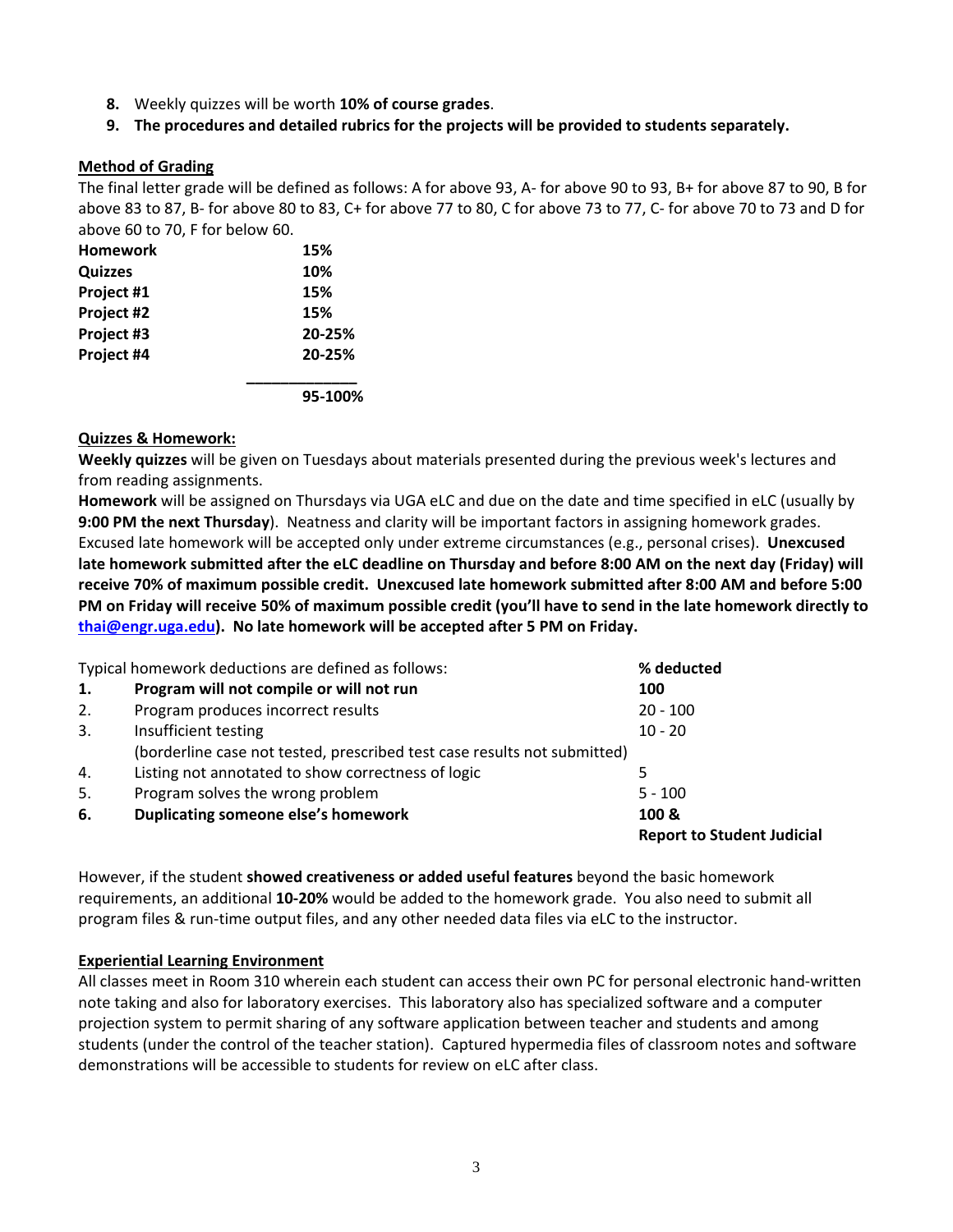8. Weekly quizzes will be worth **10% of course grades**.
9. **The procedures and detailed rubrics for the projects will be provided to students separately.**

**Method of Grading**

The final letter grade will be defined as follows: A for above 93, A- for above 90 to 93, B+ for above 87 to 90, B for above 83 to 87, B- for above 80 to 83, C+ for above 77 to 80, C for above 73 to 77, C- for above 70 to 73 and D for above 60 to 70, F for below 60.

| | |
|---|---|
| **Homework** | **15%** |
| **Quizzes** | **10%** |
| **Project #1** | **15%** |
| **Project #2** | **15%** |
| **Project #3** | **20-25%** |
| **Project #4** | **20-25%** |
| | **95-100%** |

**Quizzes & Homework:**

**Weekly quizzes** will be given on Tuesdays about materials presented during the previous week's lectures and from reading assignments.

**Homework** will be assigned on Thursdays via UGA eLC and due on the date and time specified in eLC (usually by **9:00 PM the next Thursday**). Neatness and clarity will be important factors in assigning homework grades. Excused late homework will be accepted only under extreme circumstances (e.g., personal crises). **Unexcused late homework submitted after the eLC deadline on Thursday and before 8:00 AM on the next day (Friday) will receive 70% of maximum possible credit. Unexcused late homework submitted after 8:00 AM and before 5:00 PM on Friday will receive 50% of maximum possible credit (you'll have to send in the late homework directly to [thai@engr.uga.edu](mailto:thai@engr.uga.edu)). No late homework will be accepted after 5 PM on Friday.**

| | Typical homework deductions are defined as follows: | **% deducted** |
|---|---|---|
| **1.** | **Program will not compile or will not run** | **100** |
| 2. | Program produces incorrect results | 20 - 100 |
| 3. | Insufficient testing (borderline case not tested, prescribed test case results not submitted) | 10 - 20 |
| 4. | Listing not annotated to show correctness of logic | 5 |
| 5. | Program solves the wrong problem | 5 - 100 |
| **6.** | **Duplicating someone else's homework** | **100 & Report to Student Judicial** |

However, if the student **showed creativeness or added useful features** beyond the basic homework requirements, an additional **10-20%** would be added to the homework grade. You also need to submit all program files & run-time output files, and any other needed data files via eLC to the instructor.

**Experiential Learning Environment**

All classes meet in Room 310 wherein each student can access their own PC for personal electronic hand-written note taking and also for laboratory exercises. This laboratory also has specialized software and a computer projection system to permit sharing of any software application between teacher and students and among students (under the control of the teacher station). Captured hypermedia files of classroom notes and software demonstrations will be accessible to students for review on eLC after class.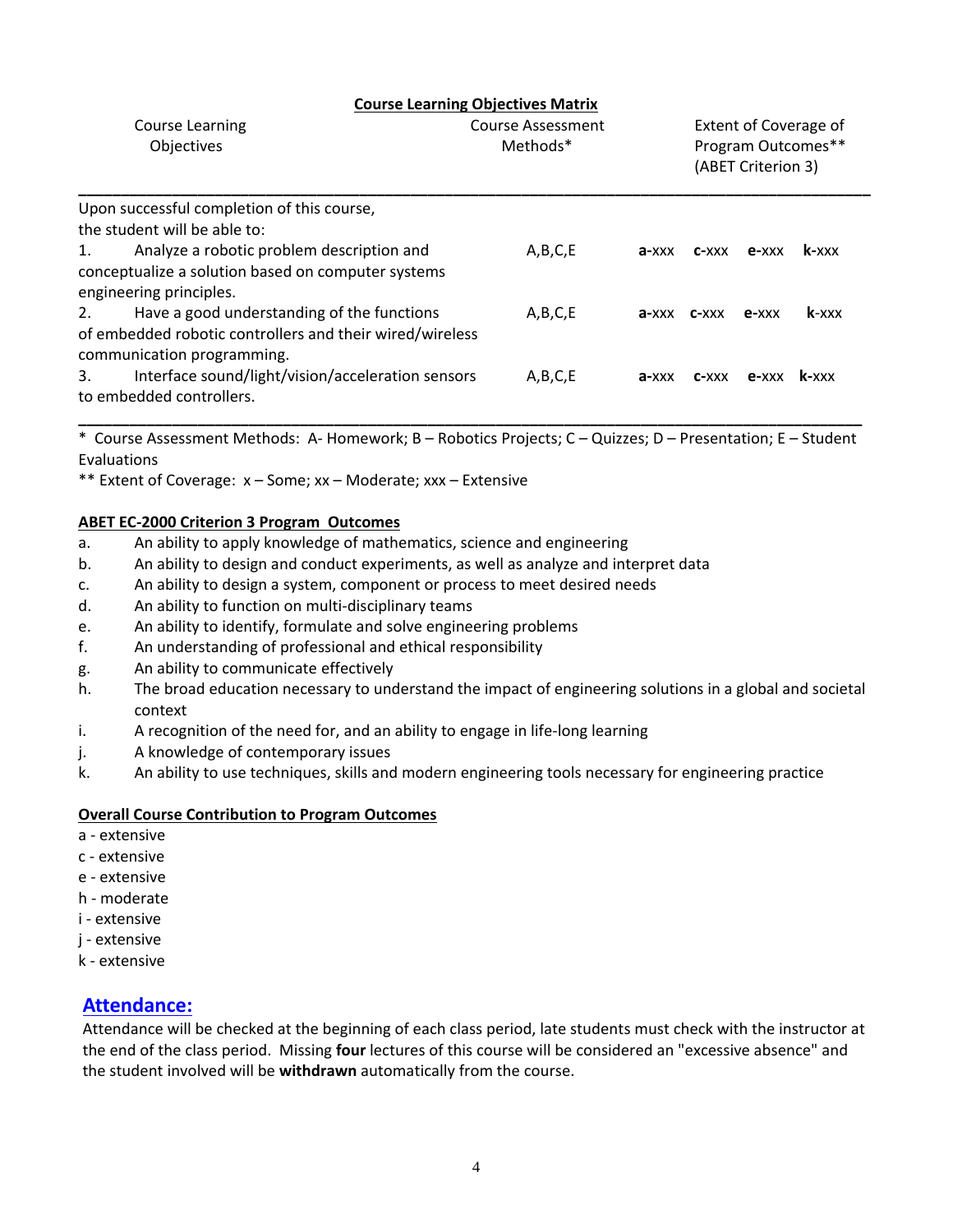**Course Learning Objectives Matrix**

| Course Learning Objectives | Course Assessment Methods* | Extent of Coverage of Program Outcomes** (ABET Criterion 3) | | | |
|---|---|---|---|---|---|
| Upon successful completion of this course, the student will be able to: | | | | | |
| 1. Analyze a robotic problem description and conceptualize a solution based on computer systems engineering principles. | A,B,C,E | **a**-xxx | **c**-xxx | **e**-xxx | **k**-xxx |
| 2. Have a good understanding of the functions of embedded robotic controllers and their wired/wireless communication programming. | A,B,C,E | **a**-xxx | **c**-xxx | **e**-xxx | **k**-xxx |
| 3. Interface sound/light/vision/acceleration sensors to embedded controllers. | A,B,C,E | **a**-xxx | **c**-xxx | **e**-xxx | **k**-xxx |

\* Course Assessment Methods: A- Homework; B – Robotics Projects; C – Quizzes; D – Presentation; E – Student Evaluations

** Extent of Coverage: x – Some; xx – Moderate; xxx – Extensive

**ABET EC-2000 Criterion 3 Program Outcomes**

a. An ability to apply knowledge of mathematics, science and engineering
b. An ability to design and conduct experiments, as well as analyze and interpret data
c. An ability to design a system, component or process to meet desired needs
d. An ability to function on multi-disciplinary teams
e. An ability to identify, formulate and solve engineering problems
f. An understanding of professional and ethical responsibility
g. An ability to communicate effectively
h. The broad education necessary to understand the impact of engineering solutions in a global and societal context
i. A recognition of the need for, and an ability to engage in life-long learning
j. A knowledge of contemporary issues
k. An ability to use techniques, skills and modern engineering tools necessary for engineering practice

**Overall Course Contribution to Program Outcomes**

a - extensive
c - extensive
e - extensive
h - moderate
i - extensive
j - extensive
k - extensive

## Attendance:

Attendance will be checked at the beginning of each class period, late students must check with the instructor at the end of the class period. Missing **four** lectures of this course will be considered an "excessive absence" and the student involved will be **withdrawn** automatically from the course.